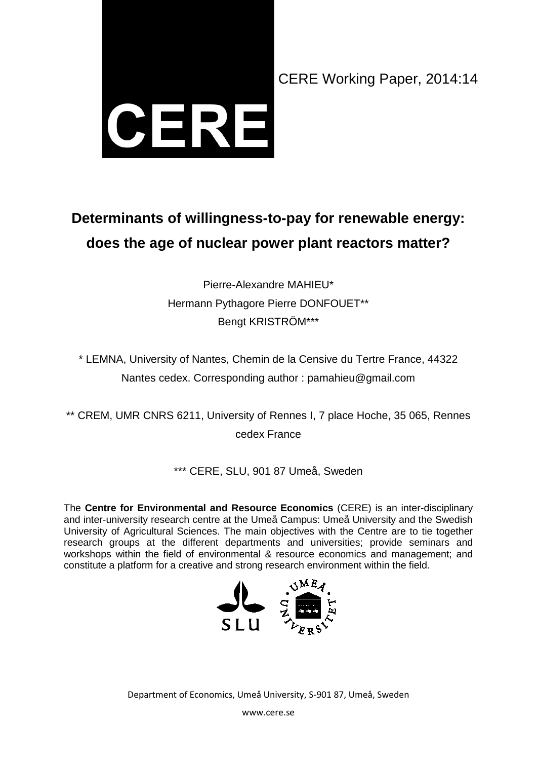**CERE**

CERE Working Paper, 2014:14

# Determinants of willingness-to-pay for renewable energy: does the age of nuclear power plant reactors matter?

Pierre-Alexandre MAHIEU*

Hermann Pythagore Pierre DONFOUET**

Bengt KRISTRÖM***

* LEMNA, University of Nantes, Chemin de la Censive du Tertre France, 44322 Nantes cedex. Corresponding author : pamahieu@gmail.com

** CREM, UMR CNRS 6211, University of Rennes I, 7 place Hoche, 35 065, Rennes cedex France

*** CERE, SLU, 901 87 Umeå, Sweden

The **Centre for Environmental and Resource Economics** (CERE) is an inter-disciplinary and inter-university research centre at the Umeå Campus: Umeå University and the Swedish University of Agricultural Sciences. The main objectives with the Centre are to tie together research groups at the different departments and universities; provide seminars and workshops within the field of environmental & resource economics and management; and constitute a platform for a creative and strong research environment within the field.

SLU

UMEÅ UNIVERSITET

Department of Economics, Umeå University, S-901 87, Umeå, Sweden

www.cere.se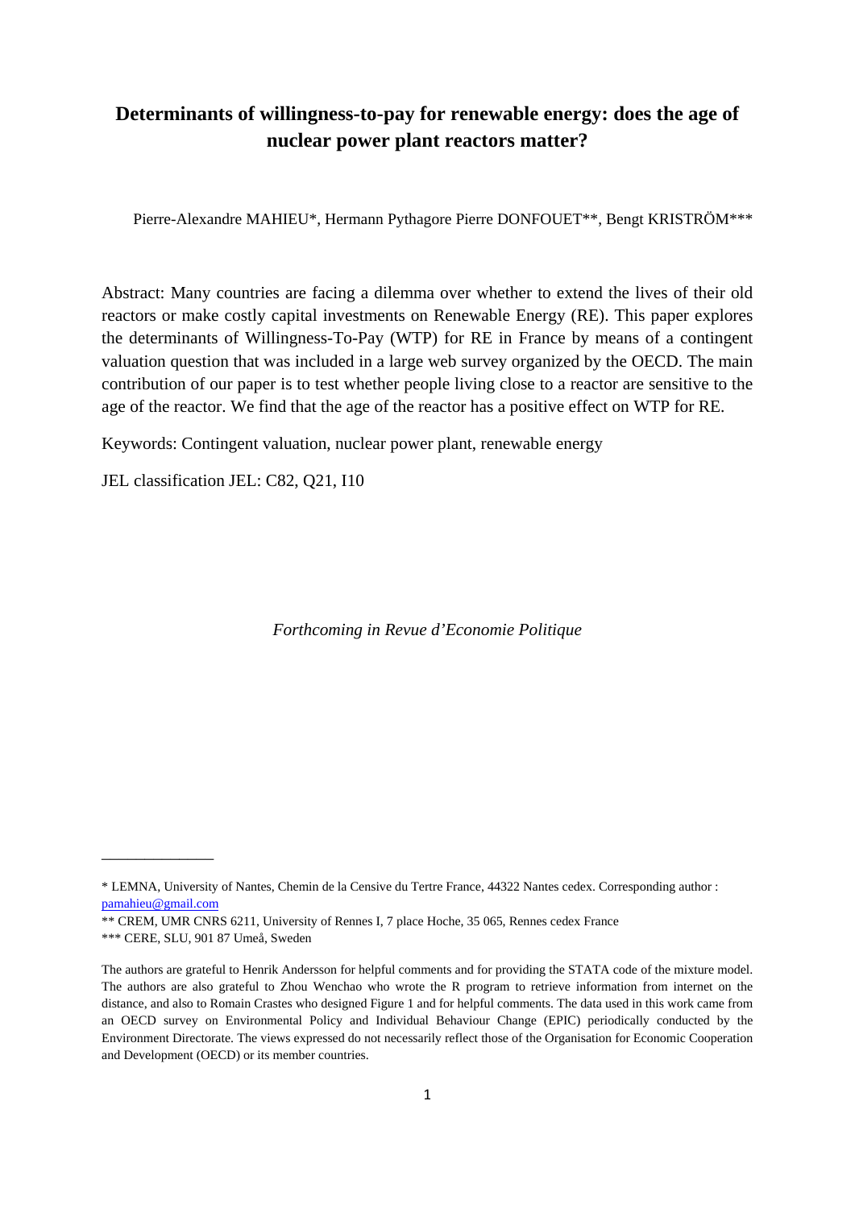# Determinants of willingness-to-pay for renewable energy: does the age of nuclear power plant reactors matter?

Pierre-Alexandre MAHIEU*, Hermann Pythagore Pierre DONFOUET**, Bengt KRISTRÖM***

Abstract: Many countries are facing a dilemma over whether to extend the lives of their old reactors or make costly capital investments on Renewable Energy (RE). This paper explores the determinants of Willingness-To-Pay (WTP) for RE in France by means of a contingent valuation question that was included in a large web survey organized by the OECD. The main contribution of our paper is to test whether people living close to a reactor are sensitive to the age of the reactor. We find that the age of the reactor has a positive effect on WTP for RE.

Keywords: Contingent valuation, nuclear power plant, renewable energy

JEL classification JEL: C82, Q21, I10

*Forthcoming in Revue d'Economie Politique*

---

\* LEMNA, University of Nantes, Chemin de la Censive du Tertre France, 44322 Nantes cedex. Corresponding author : pamahieu@gmail.com

\*\* CREM, UMR CNRS 6211, University of Rennes I, 7 place Hoche, 35 065, Rennes cedex France

\*\*\* CERE, SLU, 901 87 Umeå, Sweden

The authors are grateful to Henrik Andersson for helpful comments and for providing the STATA code of the mixture model. The authors are also grateful to Zhou Wenchao who wrote the R program to retrieve information from internet on the distance, and also to Romain Crastes who designed Figure 1 and for helpful comments. The data used in this work came from an OECD survey on Environmental Policy and Individual Behaviour Change (EPIC) periodically conducted by the Environment Directorate. The views expressed do not necessarily reflect those of the Organisation for Economic Cooperation and Development (OECD) or its member countries.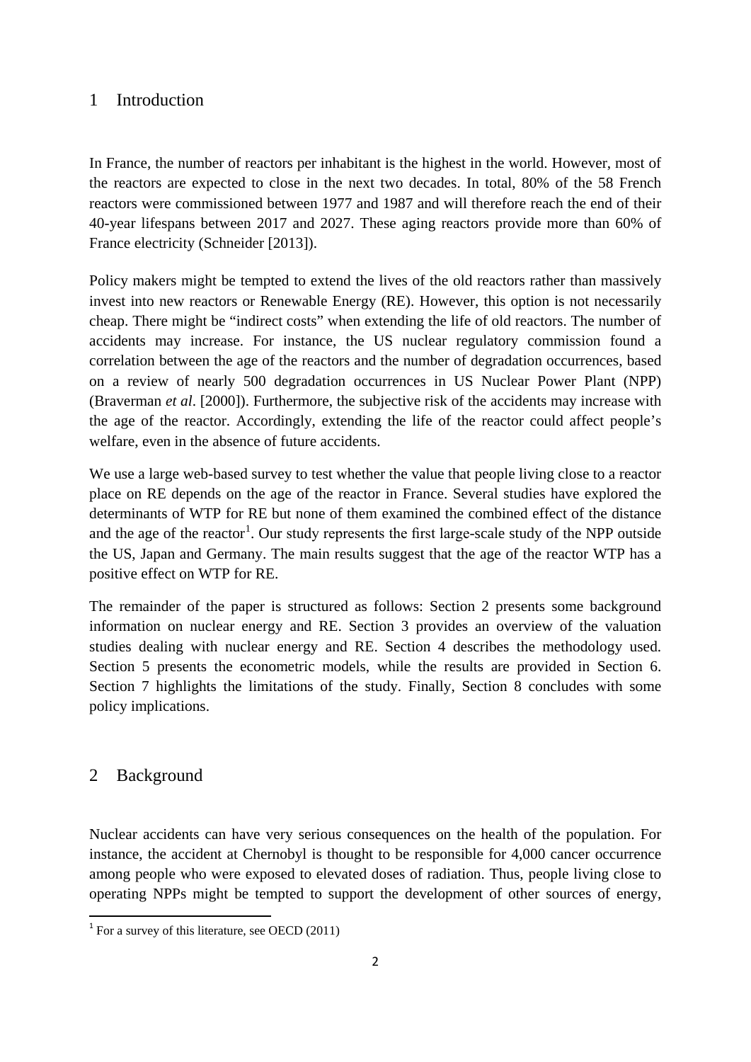## 1 Introduction

In France, the number of reactors per inhabitant is the highest in the world. However, most of the reactors are expected to close in the next two decades. In total, 80% of the 58 French reactors were commissioned between 1977 and 1987 and will therefore reach the end of their 40-year lifespans between 2017 and 2027. These aging reactors provide more than 60% of France electricity (Schneider [2013]).

Policy makers might be tempted to extend the lives of the old reactors rather than massively invest into new reactors or Renewable Energy (RE). However, this option is not necessarily cheap. There might be "indirect costs" when extending the life of old reactors. The number of accidents may increase. For instance, the US nuclear regulatory commission found a correlation between the age of the reactors and the number of degradation occurrences, based on a review of nearly 500 degradation occurrences in US Nuclear Power Plant (NPP) (Braverman *et al*. [2000]). Furthermore, the subjective risk of the accidents may increase with the age of the reactor. Accordingly, extending the life of the reactor could affect people's welfare, even in the absence of future accidents.

We use a large web-based survey to test whether the value that people living close to a reactor place on RE depends on the age of the reactor in France. Several studies have explored the determinants of WTP for RE but none of them examined the combined effect of the distance and the age of the reactor[1]. Our study represents the first large-scale study of the NPP outside the US, Japan and Germany. The main results suggest that the age of the reactor WTP has a positive effect on WTP for RE.

The remainder of the paper is structured as follows: Section 2 presents some background information on nuclear energy and RE. Section 3 provides an overview of the valuation studies dealing with nuclear energy and RE. Section 4 describes the methodology used. Section 5 presents the econometric models, while the results are provided in Section 6. Section 7 highlights the limitations of the study. Finally, Section 8 concludes with some policy implications.

## 2 Background

Nuclear accidents can have very serious consequences on the health of the population. For instance, the accident at Chernobyl is thought to be responsible for 4,000 cancer occurrence among people who were exposed to elevated doses of radiation. Thus, people living close to operating NPPs might be tempted to support the development of other sources of energy,

[1] For a survey of this literature, see OECD (2011)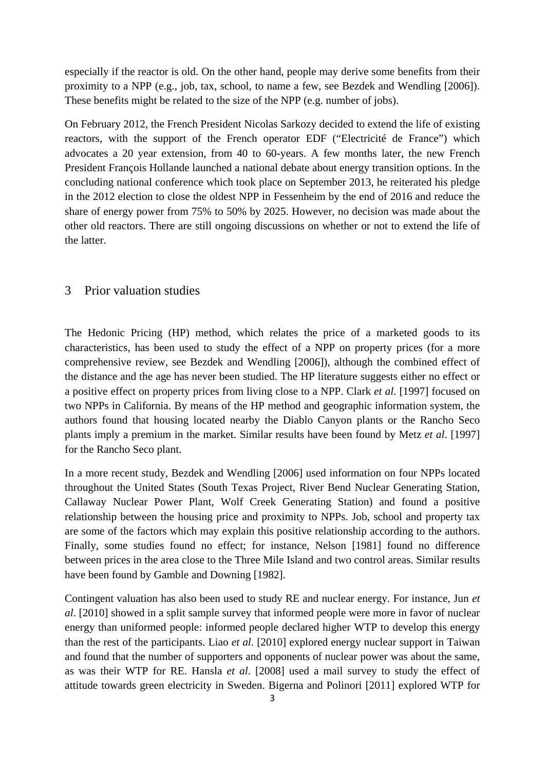especially if the reactor is old. On the other hand, people may derive some benefits from their proximity to a NPP (e.g., job, tax, school, to name a few, see Bezdek and Wendling [2006]). These benefits might be related to the size of the NPP (e.g. number of jobs).

On February 2012, the French President Nicolas Sarkozy decided to extend the life of existing reactors, with the support of the French operator EDF ("Electricité de France") which advocates a 20 year extension, from 40 to 60-years. A few months later, the new French President François Hollande launched a national debate about energy transition options. In the concluding national conference which took place on September 2013, he reiterated his pledge in the 2012 election to close the oldest NPP in Fessenheim by the end of 2016 and reduce the share of energy power from 75% to 50% by 2025. However, no decision was made about the other old reactors. There are still ongoing discussions on whether or not to extend the life of the latter.

## 3 Prior valuation studies

The Hedonic Pricing (HP) method, which relates the price of a marketed goods to its characteristics, has been used to study the effect of a NPP on property prices (for a more comprehensive review, see Bezdek and Wendling [2006]), although the combined effect of the distance and the age has never been studied. The HP literature suggests either no effect or a positive effect on property prices from living close to a NPP. Clark *et al.* [1997] focused on two NPPs in California. By means of the HP method and geographic information system, the authors found that housing located nearby the Diablo Canyon plants or the Rancho Seco plants imply a premium in the market. Similar results have been found by Metz *et al.* [1997] for the Rancho Seco plant.

In a more recent study, Bezdek and Wendling [2006] used information on four NPPs located throughout the United States (South Texas Project, River Bend Nuclear Generating Station, Callaway Nuclear Power Plant, Wolf Creek Generating Station) and found a positive relationship between the housing price and proximity to NPPs. Job, school and property tax are some of the factors which may explain this positive relationship according to the authors. Finally, some studies found no effect; for instance, Nelson [1981] found no difference between prices in the area close to the Three Mile Island and two control areas. Similar results have been found by Gamble and Downing [1982].

Contingent valuation has also been used to study RE and nuclear energy. For instance, Jun *et al*. [2010] showed in a split sample survey that informed people were more in favor of nuclear energy than uniformed people: informed people declared higher WTP to develop this energy than the rest of the participants. Liao *et al*. [2010] explored energy nuclear support in Taiwan and found that the number of supporters and opponents of nuclear power was about the same, as was their WTP for RE. Hansla *et al*. [2008] used a mail survey to study the effect of attitude towards green electricity in Sweden. Bigerna and Polinori [2011] explored WTP for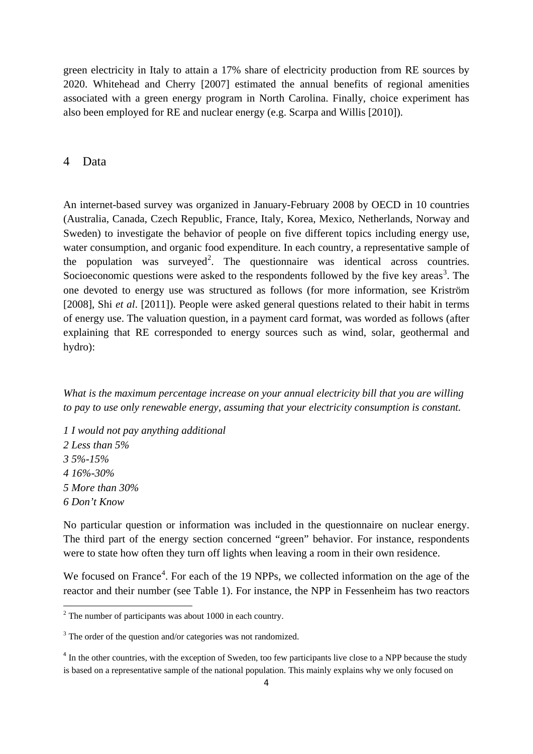green electricity in Italy to attain a 17% share of electricity production from RE sources by 2020. Whitehead and Cherry [2007] estimated the annual benefits of regional amenities associated with a green energy program in North Carolina. Finally, choice experiment has also been employed for RE and nuclear energy (e.g. Scarpa and Willis [2010]).

## 4 Data

An internet-based survey was organized in January-February 2008 by OECD in 10 countries (Australia, Canada, Czech Republic, France, Italy, Korea, Mexico, Netherlands, Norway and Sweden) to investigate the behavior of people on five different topics including energy use, water consumption, and organic food expenditure. In each country, a representative sample of the population was surveyed[2]. The questionnaire was identical across countries. Socioeconomic questions were asked to the respondents followed by the five key areas[3]. The one devoted to energy use was structured as follows (for more information, see Kriström [2008], Shi *et al*. [2011]). People were asked general questions related to their habit in terms of energy use. The valuation question, in a payment card format, was worded as follows (after explaining that RE corresponded to energy sources such as wind, solar, geothermal and hydro):

*What is the maximum percentage increase on your annual electricity bill that you are willing to pay to use only renewable energy, assuming that your electricity consumption is constant.*

*1 I would not pay anything additional*
*2 Less than 5%*
*3 5%-15%*
*4 16%-30%*
*5 More than 30%*
*6 Don't Know*

No particular question or information was included in the questionnaire on nuclear energy. The third part of the energy section concerned "green" behavior. For instance, respondents were to state how often they turn off lights when leaving a room in their own residence.

We focused on France[4]. For each of the 19 NPPs, we collected information on the age of the reactor and their number (see Table 1). For instance, the NPP in Fessenheim has two reactors

---

[2] The number of participants was about 1000 in each country.

[3] The order of the question and/or categories was not randomized.

[4] In the other countries, with the exception of Sweden, too few participants live close to a NPP because the study is based on a representative sample of the national population. This mainly explains why we only focused on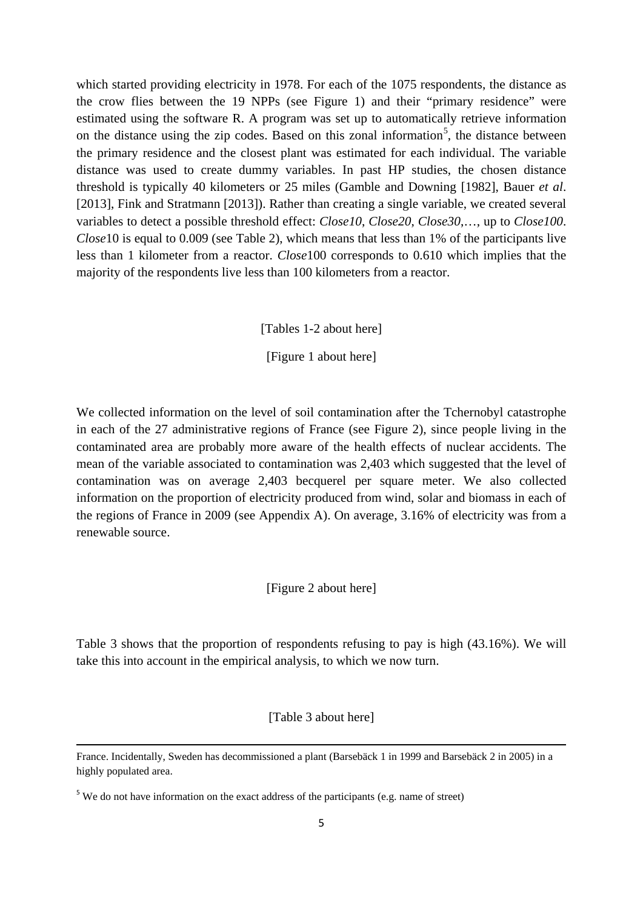which started providing electricity in 1978. For each of the 1075 respondents, the distance as the crow flies between the 19 NPPs (see Figure 1) and their "primary residence" were estimated using the software R. A program was set up to automatically retrieve information on the distance using the zip codes. Based on this zonal information[5], the distance between the primary residence and the closest plant was estimated for each individual. The variable distance was used to create dummy variables. In past HP studies, the chosen distance threshold is typically 40 kilometers or 25 miles (Gamble and Downing [1982], Bauer *et al*. [2013], Fink and Stratmann [2013]). Rather than creating a single variable, we created several variables to detect a possible threshold effect: *Close10*, *Close20*, *Close30*,…, up to *Close100*. *Close*10 is equal to 0.009 (see Table 2), which means that less than 1% of the participants live less than 1 kilometer from a reactor. *Close*100 corresponds to 0.610 which implies that the majority of the respondents live less than 100 kilometers from a reactor.

[Tables 1-2 about here]

[Figure 1 about here]

We collected information on the level of soil contamination after the Tchernobyl catastrophe in each of the 27 administrative regions of France (see Figure 2), since people living in the contaminated area are probably more aware of the health effects of nuclear accidents. The mean of the variable associated to contamination was 2,403 which suggested that the level of contamination was on average 2,403 becquerel per square meter. We also collected information on the proportion of electricity produced from wind, solar and biomass in each of the regions of France in 2009 (see Appendix A). On average, 3.16% of electricity was from a renewable source.

[Figure 2 about here]

Table 3 shows that the proportion of respondents refusing to pay is high (43.16%). We will take this into account in the empirical analysis, to which we now turn.

[Table 3 about here]

---

France. Incidentally, Sweden has decommissioned a plant (Barsebäck 1 in 1999 and Barsebäck 2 in 2005) in a highly populated area.

[5] We do not have information on the exact address of the participants (e.g. name of street)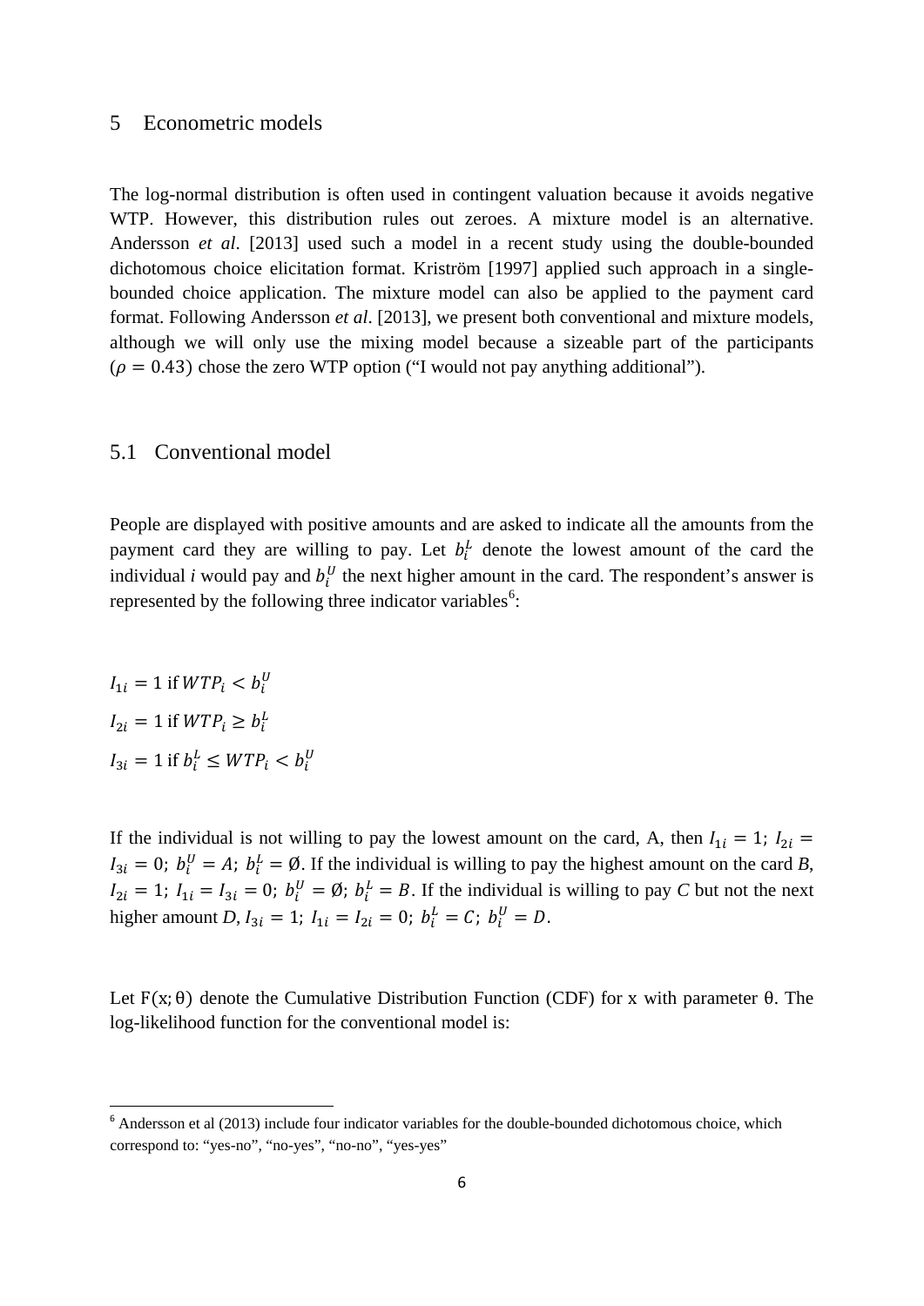## 5 Econometric models

The log-normal distribution is often used in contingent valuation because it avoids negative WTP. However, this distribution rules out zeroes. A mixture model is an alternative. Andersson *et al*. [2013] used such a model in a recent study using the double-bounded dichotomous choice elicitation format. Kriström [1997] applied such approach in a single-bounded choice application. The mixture model can also be applied to the payment card format. Following Andersson *et al*. [2013], we present both conventional and mixture models, although we will only use the mixing model because a sizeable part of the participants ($\rho = 0.43$) chose the zero WTP option ("I would not pay anything additional").

### 5.1 Conventional model

People are displayed with positive amounts and are asked to indicate all the amounts from the payment card they are willing to pay. Let $b_i^L$ denote the lowest amount of the card the individual *i* would pay and $b_i^U$ the next higher amount in the card. The respondent's answer is represented by the following three indicator variables[6]:

$I_{1i} = 1$ if $WTP_i < b_i^U$

$I_{2i} = 1$ if $WTP_i \geq b_i^L$

$I_{3i} = 1$ if $b_i^L \leq WTP_i < b_i^U$

If the individual is not willing to pay the lowest amount on the card, A, then $I_{1i} = 1$; $I_{2i} = I_{3i} = 0$; $b_i^U = A$; $b_i^L = \emptyset$. If the individual is willing to pay the highest amount on the card *B*, $I_{2i} = 1$; $I_{1i} = I_{3i} = 0$; $b_i^U = \emptyset$; $b_i^L = B$. If the individual is willing to pay *C* but not the next higher amount *D*, $I_{3i} = 1$; $I_{1i} = I_{2i} = 0$; $b_i^L = C$; $b_i^U = D$.

Let $F(x; \theta)$ denote the Cumulative Distribution Function (CDF) for x with parameter θ. The log-likelihood function for the conventional model is:

[6] Andersson et al (2013) include four indicator variables for the double-bounded dichotomous choice, which correspond to: "yes-no", "no-yes", "no-no", "yes-yes"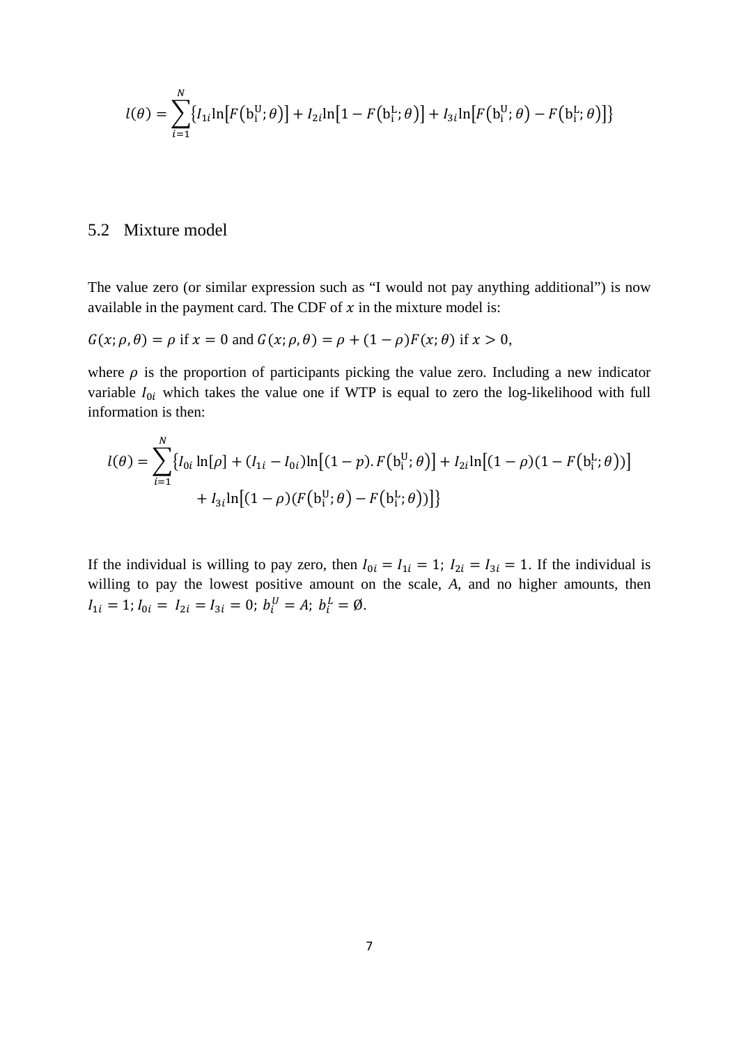$$l(\theta) = \sum_{i=1}^{N} \left\{ I_{1i} \ln\left[F\left(\mathrm{b}_i^{\mathrm{U}}; \theta\right)\right] + I_{2i} \ln\left[1 - F\left(\mathrm{b}_i^{\mathrm{L}}; \theta\right)\right] + I_{3i} \ln\left[F\left(\mathrm{b}_i^{\mathrm{U}}; \theta\right) - F\left(\mathrm{b}_i^{\mathrm{L}}; \theta\right)\right] \right\}$$

## 5.2 Mixture model

The value zero (or similar expression such as "I would not pay anything additional") is now available in the payment card. The CDF of $x$ in the mixture model is:

$G(x; \rho, \theta) = \rho$ if $x = 0$ and $G(x; \rho, \theta) = \rho + (1 - \rho)F(x; \theta)$ if $x > 0$,

where $\rho$ is the proportion of participants picking the value zero. Including a new indicator variable $I_{0i}$ which takes the value one if WTP is equal to zero the log-likelihood with full information is then:

$$l(\theta) = \sum_{i=1}^{N} \Big\{ I_{0i} \ln[\rho] + (I_{1i} - I_{0i}) \ln\left[(1 - p). F\left(\mathrm{b}_i^{\mathrm{U}}; \theta\right)\right] + I_{2i} \ln\left[(1 - \rho)(1 - F\left(\mathrm{b}_i^{\mathrm{L}}; \theta\right))\right]$$
$$+ I_{3i} \ln\left[(1 - \rho)(F\left(\mathrm{b}_i^{\mathrm{U}}; \theta\right) - F\left(\mathrm{b}_i^{\mathrm{L}}; \theta\right))\right] \Big\}$$

If the individual is willing to pay zero, then $I_{0i} = I_{1i} = 1$; $I_{2i} = I_{3i} = 1$. If the individual is willing to pay the lowest positive amount on the scale, *A*, and no higher amounts, then $I_{1i} = 1$; $I_{0i} = I_{2i} = I_{3i} = 0$; $b_i^U = A$; $b_i^L = \emptyset$.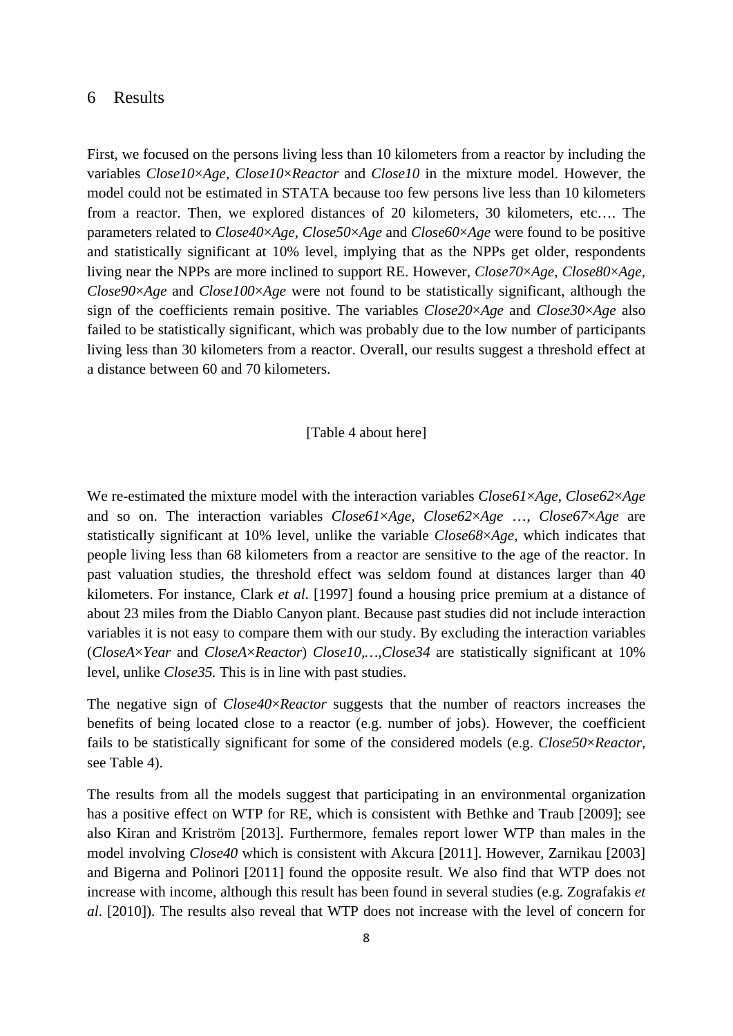# 6 Results

First, we focused on the persons living less than 10 kilometers from a reactor by including the variables *Close10×Age, Close10×Reactor* and *Close10* in the mixture model. However, the model could not be estimated in STATA because too few persons live less than 10 kilometers from a reactor. Then, we explored distances of 20 kilometers, 30 kilometers, etc…. The parameters related to *Close40×Age*, *Close50×Age* and *Close60×Age* were found to be positive and statistically significant at 10% level, implying that as the NPPs get older, respondents living near the NPPs are more inclined to support RE. However, *Close70×Age*, *Close80×Age*, *Close90×Age* and *Close100×Age* were not found to be statistically significant, although the sign of the coefficients remain positive. The variables *Close20×Age* and *Close30×Age* also failed to be statistically significant, which was probably due to the low number of participants living less than 30 kilometers from a reactor. Overall, our results suggest a threshold effect at a distance between 60 and 70 kilometers.

[Table 4 about here]

We re-estimated the mixture model with the interaction variables *Close61×Age*, *Close62×Age* and so on. The interaction variables *Close61×Age*, *Close62×Age* …, *Close67×Age* are statistically significant at 10% level, unlike the variable *Close68×Age*, which indicates that people living less than 68 kilometers from a reactor are sensitive to the age of the reactor. In past valuation studies, the threshold effect was seldom found at distances larger than 40 kilometers. For instance, Clark *et al*. [1997] found a housing price premium at a distance of about 23 miles from the Diablo Canyon plant. Because past studies did not include interaction variables it is not easy to compare them with our study. By excluding the interaction variables (*CloseA×Year* and *CloseA×Reactor*) *Close10,…,Close34* are statistically significant at 10% level, unlike *Close35.* This is in line with past studies.

The negative sign of *Close40×Reactor* suggests that the number of reactors increases the benefits of being located close to a reactor (e.g. number of jobs). However, the coefficient fails to be statistically significant for some of the considered models (e.g. *Close50×Reactor,* see Table 4).

The results from all the models suggest that participating in an environmental organization has a positive effect on WTP for RE, which is consistent with Bethke and Traub [2009]; see also Kiran and Kriström [2013]. Furthermore, females report lower WTP than males in the model involving *Close40* which is consistent with Akcura [2011]. However, Zarnikau [2003] and Bigerna and Polinori [2011] found the opposite result. We also find that WTP does not increase with income, although this result has been found in several studies (e.g. Zografakis *et al*. [2010]). The results also reveal that WTP does not increase with the level of concern for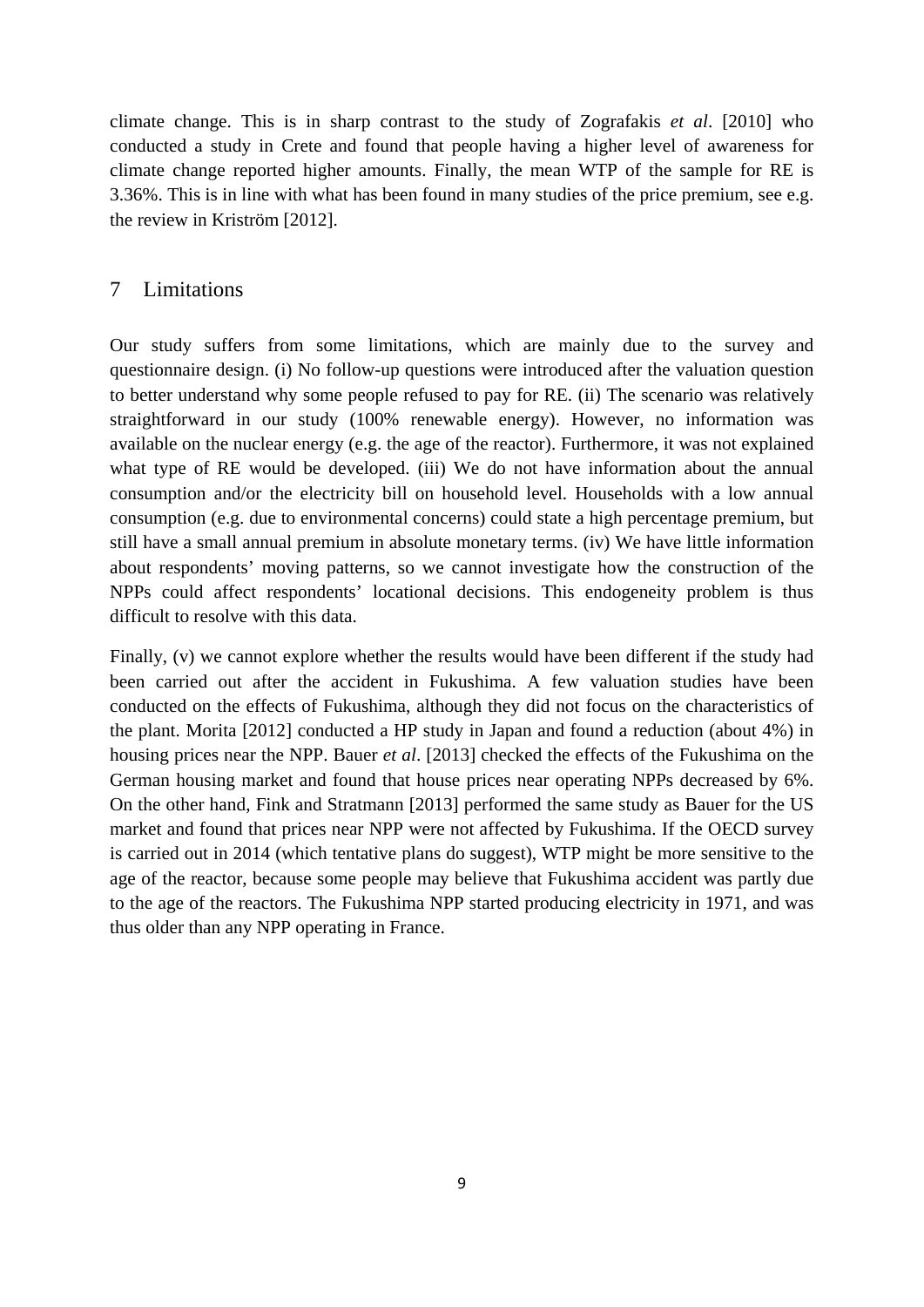climate change. This is in sharp contrast to the study of Zografakis *et al*. [2010] who conducted a study in Crete and found that people having a higher level of awareness for climate change reported higher amounts. Finally, the mean WTP of the sample for RE is 3.36%. This is in line with what has been found in many studies of the price premium, see e.g. the review in Kriström [2012].

## 7 Limitations

Our study suffers from some limitations, which are mainly due to the survey and questionnaire design. (i) No follow-up questions were introduced after the valuation question to better understand why some people refused to pay for RE. (ii) The scenario was relatively straightforward in our study (100% renewable energy). However, no information was available on the nuclear energy (e.g. the age of the reactor). Furthermore, it was not explained what type of RE would be developed. (iii) We do not have information about the annual consumption and/or the electricity bill on household level. Households with a low annual consumption (e.g. due to environmental concerns) could state a high percentage premium, but still have a small annual premium in absolute monetary terms. (iv) We have little information about respondents' moving patterns, so we cannot investigate how the construction of the NPPs could affect respondents' locational decisions. This endogeneity problem is thus difficult to resolve with this data.

Finally, (v) we cannot explore whether the results would have been different if the study had been carried out after the accident in Fukushima. A few valuation studies have been conducted on the effects of Fukushima, although they did not focus on the characteristics of the plant. Morita [2012] conducted a HP study in Japan and found a reduction (about 4%) in housing prices near the NPP. Bauer *et al*. [2013] checked the effects of the Fukushima on the German housing market and found that house prices near operating NPPs decreased by 6%. On the other hand, Fink and Stratmann [2013] performed the same study as Bauer for the US market and found that prices near NPP were not affected by Fukushima. If the OECD survey is carried out in 2014 (which tentative plans do suggest), WTP might be more sensitive to the age of the reactor, because some people may believe that Fukushima accident was partly due to the age of the reactors. The Fukushima NPP started producing electricity in 1971, and was thus older than any NPP operating in France.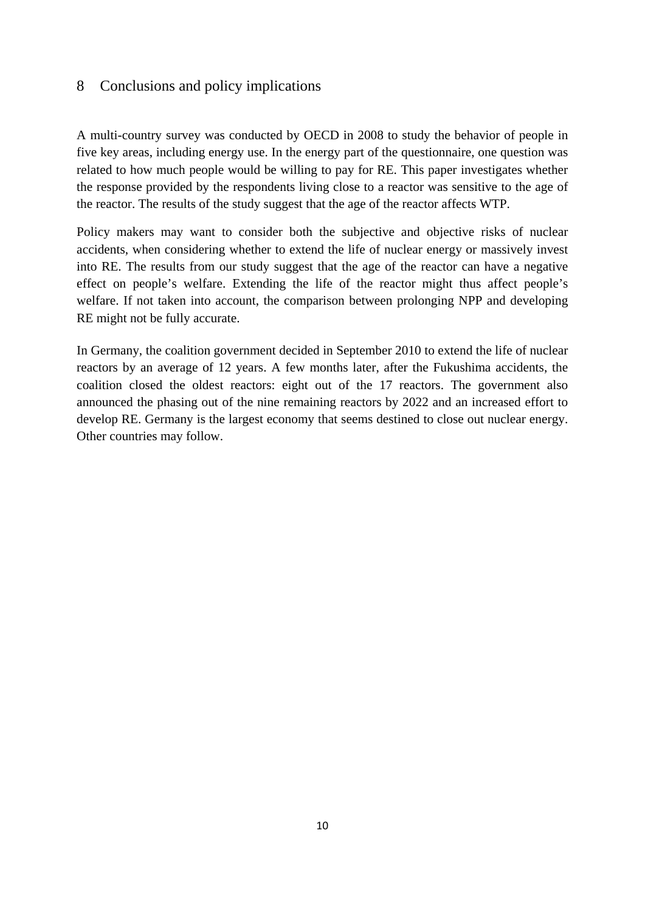## 8 Conclusions and policy implications

A multi-country survey was conducted by OECD in 2008 to study the behavior of people in five key areas, including energy use. In the energy part of the questionnaire, one question was related to how much people would be willing to pay for RE. This paper investigates whether the response provided by the respondents living close to a reactor was sensitive to the age of the reactor. The results of the study suggest that the age of the reactor affects WTP.

Policy makers may want to consider both the subjective and objective risks of nuclear accidents, when considering whether to extend the life of nuclear energy or massively invest into RE. The results from our study suggest that the age of the reactor can have a negative effect on people's welfare. Extending the life of the reactor might thus affect people's welfare. If not taken into account, the comparison between prolonging NPP and developing RE might not be fully accurate.

In Germany, the coalition government decided in September 2010 to extend the life of nuclear reactors by an average of 12 years. A few months later, after the Fukushima accidents, the coalition closed the oldest reactors: eight out of the 17 reactors. The government also announced the phasing out of the nine remaining reactors by 2022 and an increased effort to develop RE. Germany is the largest economy that seems destined to close out nuclear energy. Other countries may follow.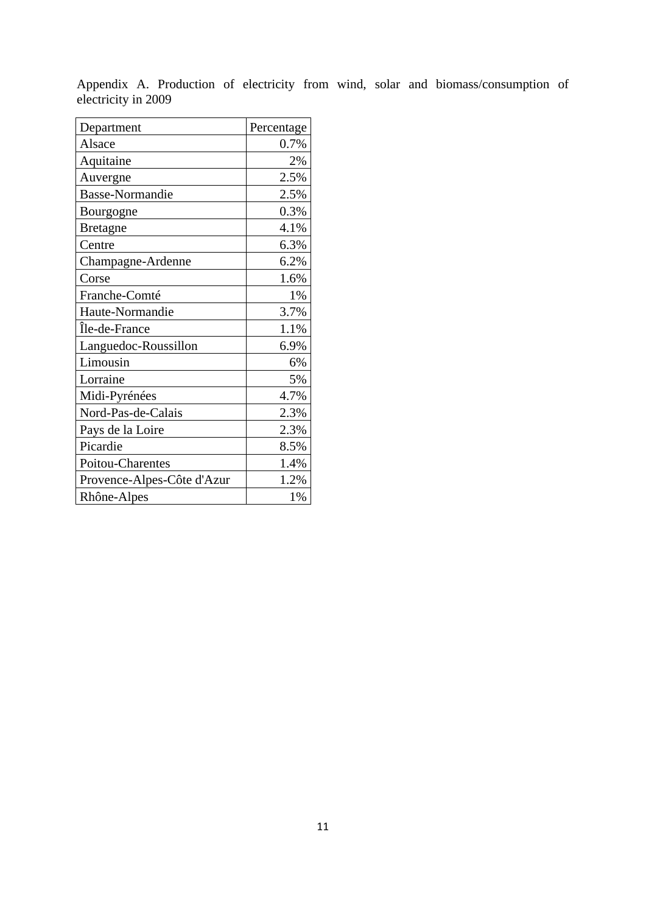Appendix A. Production of electricity from wind, solar and biomass/consumption of electricity in 2009

| Department | Percentage |
|---|---:|
| Alsace | 0.7% |
| Aquitaine | 2% |
| Auvergne | 2.5% |
| Basse-Normandie | 2.5% |
| Bourgogne | 0.3% |
| Bretagne | 4.1% |
| Centre | 6.3% |
| Champagne-Ardenne | 6.2% |
| Corse | 1.6% |
| Franche-Comté | 1% |
| Haute-Normandie | 3.7% |
| Île-de-France | 1.1% |
| Languedoc-Roussillon | 6.9% |
| Limousin | 6% |
| Lorraine | 5% |
| Midi-Pyrénées | 4.7% |
| Nord-Pas-de-Calais | 2.3% |
| Pays de la Loire | 2.3% |
| Picardie | 8.5% |
| Poitou-Charentes | 1.4% |
| Provence-Alpes-Côte d'Azur | 1.2% |
| Rhône-Alpes | 1% |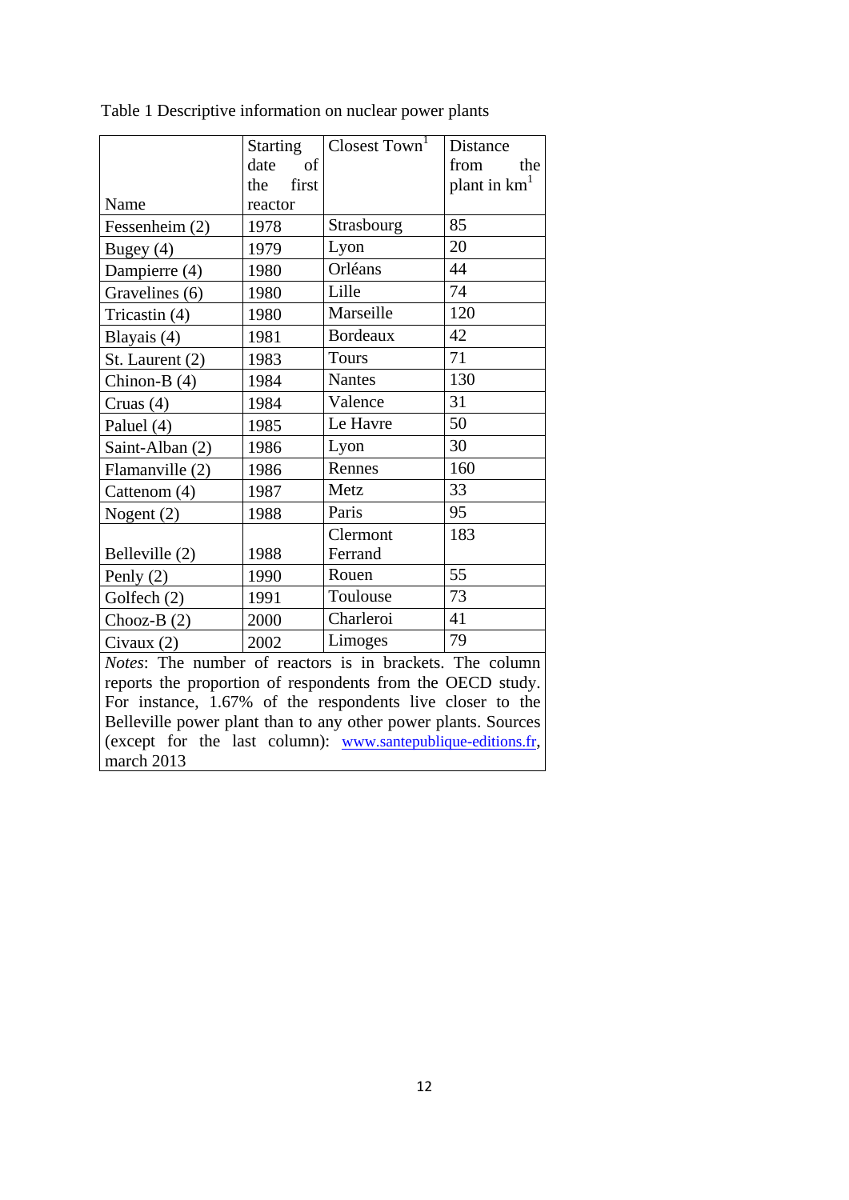Table 1 Descriptive information on nuclear power plants

| Name | Starting date of the first reactor | Closest Town[1] | Distance from the plant in km[1] |
|---|---|---|---|
| Fessenheim (2) | 1978 | Strasbourg | 85 |
| Bugey (4) | 1979 | Lyon | 20 |
| Dampierre (4) | 1980 | Orléans | 44 |
| Gravelines (6) | 1980 | Lille | 74 |
| Tricastin (4) | 1980 | Marseille | 120 |
| Blayais (4) | 1981 | Bordeaux | 42 |
| St. Laurent (2) | 1983 | Tours | 71 |
| Chinon-B (4) | 1984 | Nantes | 130 |
| Cruas (4) | 1984 | Valence | 31 |
| Paluel (4) | 1985 | Le Havre | 50 |
| Saint-Alban (2) | 1986 | Lyon | 30 |
| Flamanville (2) | 1986 | Rennes | 160 |
| Cattenom (4) | 1987 | Metz | 33 |
| Nogent (2) | 1988 | Paris | 95 |
| Belleville (2) | 1988 | Clermont Ferrand | 183 |
| Penly (2) | 1990 | Rouen | 55 |
| Golfech (2) | 1991 | Toulouse | 73 |
| Chooz-B (2) | 2000 | Charleroi | 41 |
| Civaux (2) | 2002 | Limoges | 79 |

*Notes*: The number of reactors is in brackets. The column reports the proportion of respondents from the OECD study. For instance, 1.67% of the respondents live closer to the Belleville power plant than to any other power plants. Sources (except for the last column): www.santepublique-editions.fr, march 2013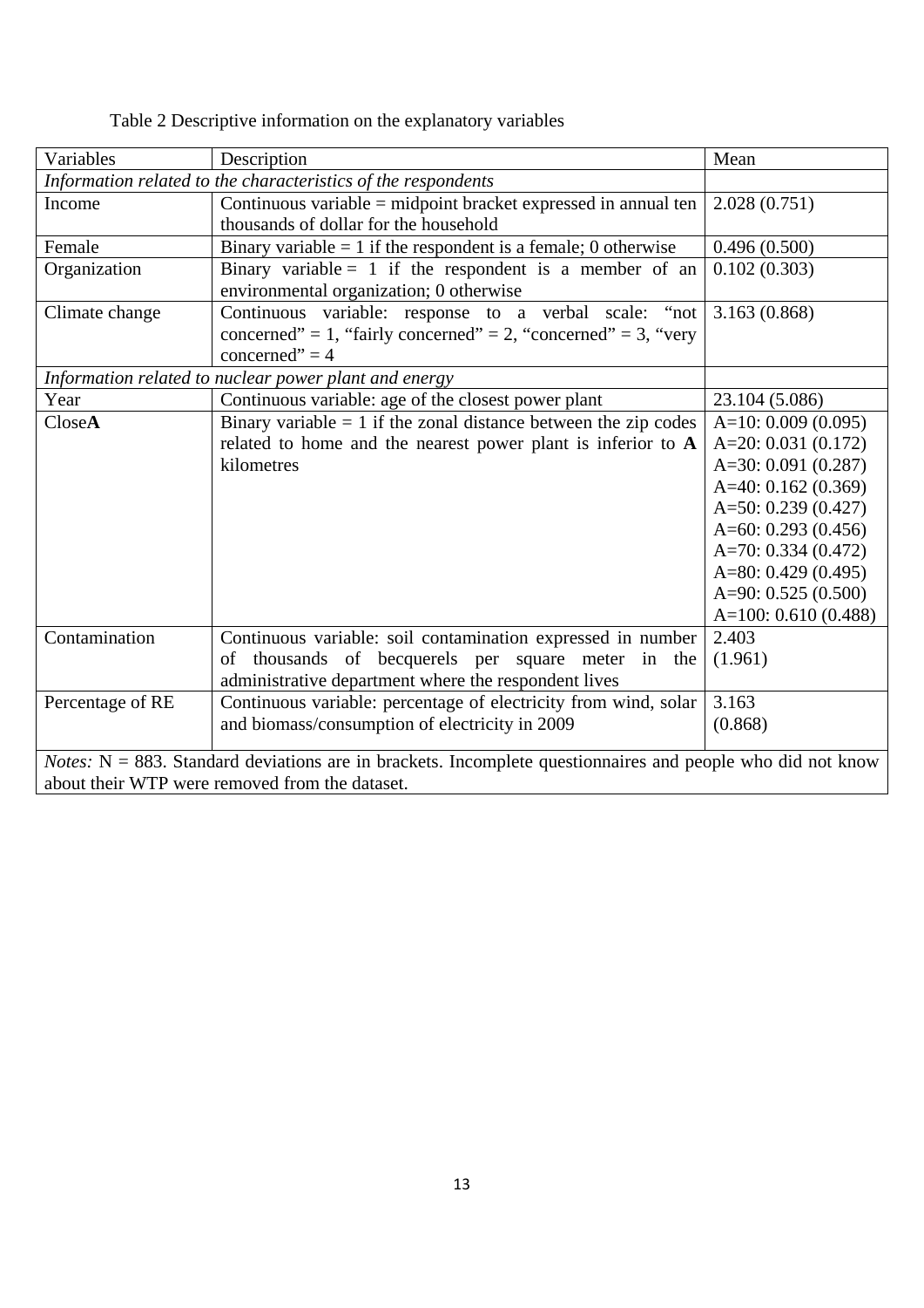Table 2 Descriptive information on the explanatory variables

| Variables | Description | Mean |
| --- | --- | --- |
| *Information related to the characteristics of the respondents* | | |
| Income | Continuous variable = midpoint bracket expressed in annual ten thousands of dollar for the household | 2.028 (0.751) |
| Female | Binary variable = 1 if the respondent is a female; 0 otherwise | 0.496 (0.500) |
| Organization | Binary variable = 1 if the respondent is a member of an environmental organization; 0 otherwise | 0.102 (0.303) |
| Climate change | Continuous variable: response to a verbal scale: "not concerned" = 1, "fairly concerned" = 2, "concerned" = 3, "very concerned" = 4 | 3.163 (0.868) |
| *Information related to nuclear power plant and energy* | | |
| Year | Continuous variable: age of the closest power plant | 23.104 (5.086) |
| Close**A** | Binary variable = 1 if the zonal distance between the zip codes related to home and the nearest power plant is inferior to **A** kilometres | A=10: 0.009 (0.095)<br>A=20: 0.031 (0.172)<br>A=30: 0.091 (0.287)<br>A=40: 0.162 (0.369)<br>A=50: 0.239 (0.427)<br>A=60: 0.293 (0.456)<br>A=70: 0.334 (0.472)<br>A=80: 0.429 (0.495)<br>A=90: 0.525 (0.500)<br>A=100: 0.610 (0.488) |
| Contamination | Continuous variable: soil contamination expressed in number of thousands of becquerels per square meter in the administrative department where the respondent lives | 2.403 (1.961) |
| Percentage of RE | Continuous variable: percentage of electricity from wind, solar and biomass/consumption of electricity in 2009 | 3.163 (0.868) |

*Notes:* N = 883. Standard deviations are in brackets. Incomplete questionnaires and people who did not know about their WTP were removed from the dataset.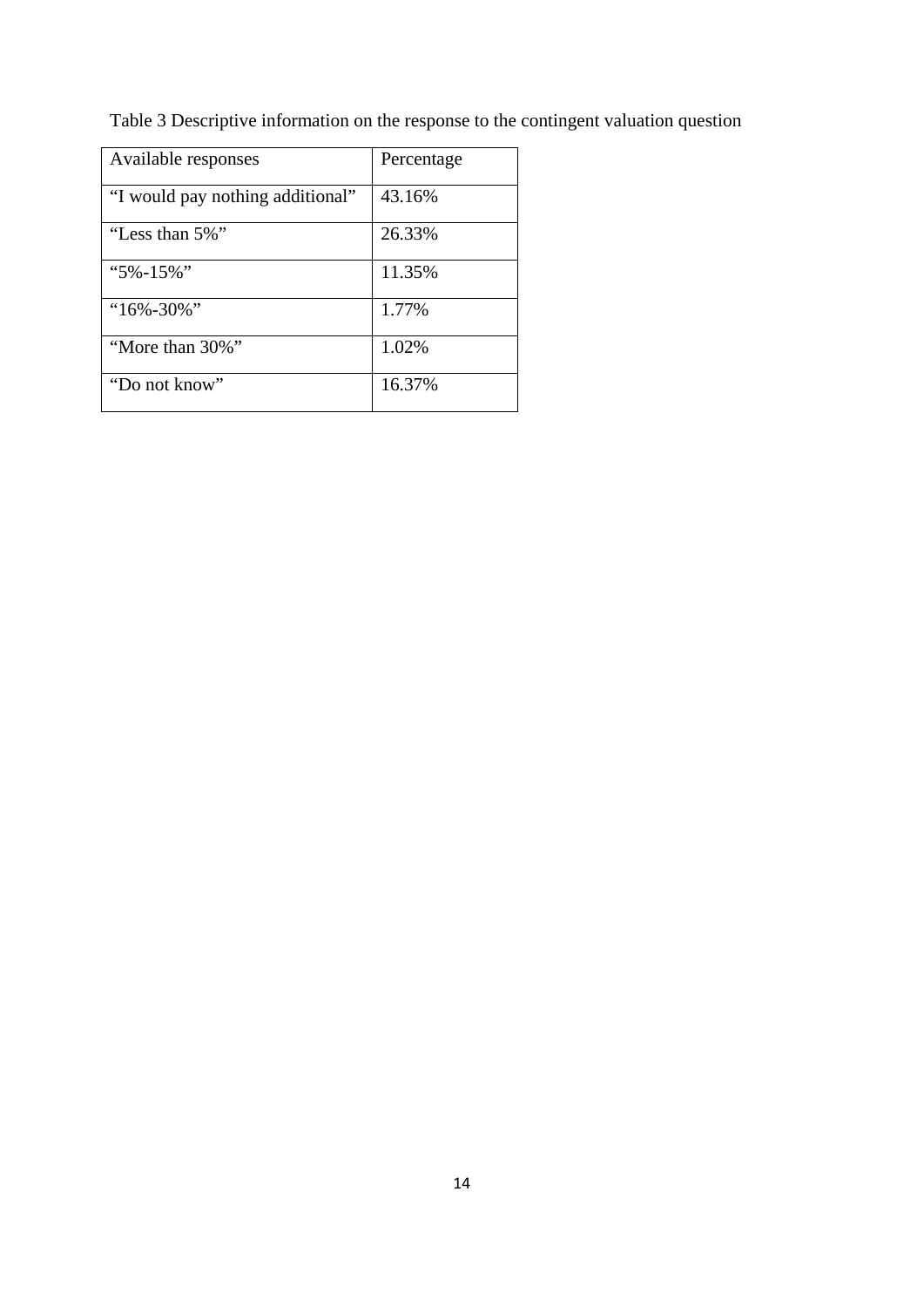Table 3 Descriptive information on the response to the contingent valuation question

| Available responses | Percentage |
|---|---|
| “I would pay nothing additional” | 43.16% |
| “Less than 5%” | 26.33% |
| “5%-15%” | 11.35% |
| “16%-30%” | 1.77% |
| “More than 30%” | 1.02% |
| “Do not know” | 16.37% |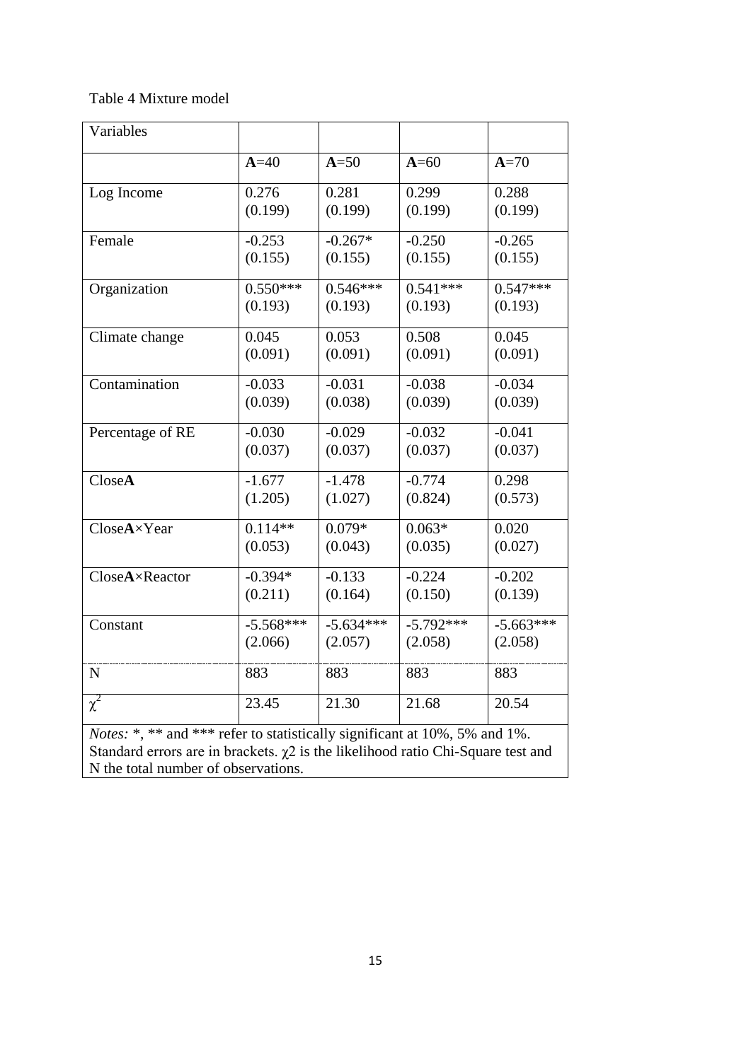Table 4 Mixture model

| Variables | | | | |
|---|---|---|---|---|
| | **A**=40 | **A**=50 | **A**=60 | **A**=70 |
| Log Income | 0.276<br>(0.199) | 0.281<br>(0.199) | 0.299<br>(0.199) | 0.288<br>(0.199) |
| Female | -0.253<br>(0.155) | -0.267*<br>(0.155) | -0.250<br>(0.155) | -0.265<br>(0.155) |
| Organization | 0.550***<br>(0.193) | 0.546***<br>(0.193) | 0.541***<br>(0.193) | 0.547***<br>(0.193) |
| Climate change | 0.045<br>(0.091) | 0.053<br>(0.091) | 0.508<br>(0.091) | 0.045<br>(0.091) |
| Contamination | -0.033<br>(0.039) | -0.031<br>(0.038) | -0.038<br>(0.039) | -0.034<br>(0.039) |
| Percentage of RE | -0.030<br>(0.037) | -0.029<br>(0.037) | -0.032<br>(0.037) | -0.041<br>(0.037) |
| Close**A** | -1.677<br>(1.205) | -1.478<br>(1.027) | -0.774<br>(0.824) | 0.298<br>(0.573) |
| Close**A**×Year | 0.114**<br>(0.053) | 0.079*<br>(0.043) | 0.063*<br>(0.035) | 0.020<br>(0.027) |
| Close**A**×Reactor | -0.394*<br>(0.211) | -0.133<br>(0.164) | -0.224<br>(0.150) | -0.202<br>(0.139) |
| Constant | -5.568***<br>(2.066) | -5.634***<br>(2.057) | -5.792***<br>(2.058) | -5.663***<br>(2.058) |
| N | 883 | 883 | 883 | 883 |
| $\chi^2$ | 23.45 | 21.30 | 21.68 | 20.54 |

*Notes:* *, ** and *** refer to statistically significant at 10%, 5% and 1%. Standard errors are in brackets. $\chi 2$ is the likelihood ratio Chi-Square test and N the total number of observations.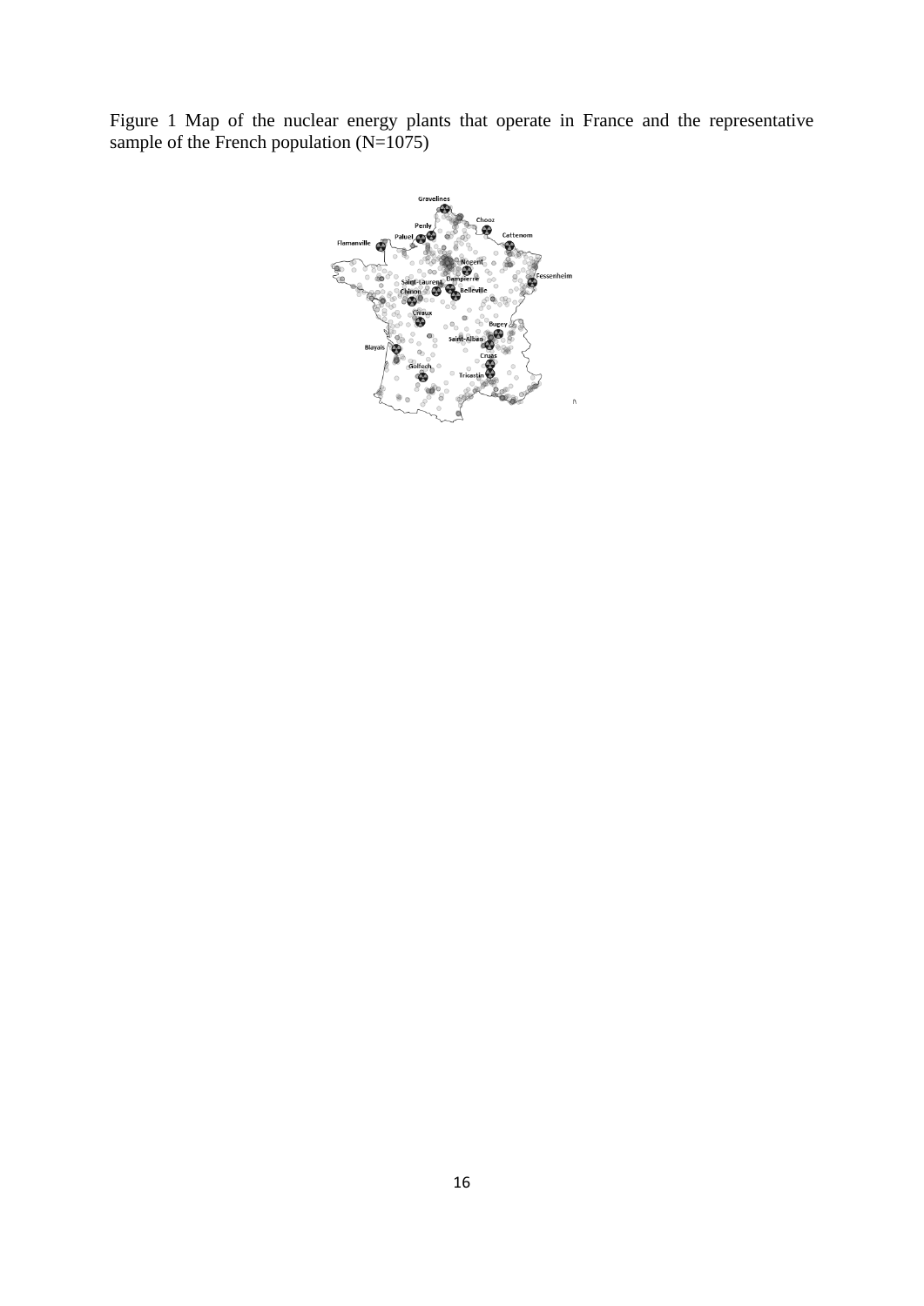Figure 1 Map of the nuclear energy plants that operate in France and the representative sample of the French population (N=1075)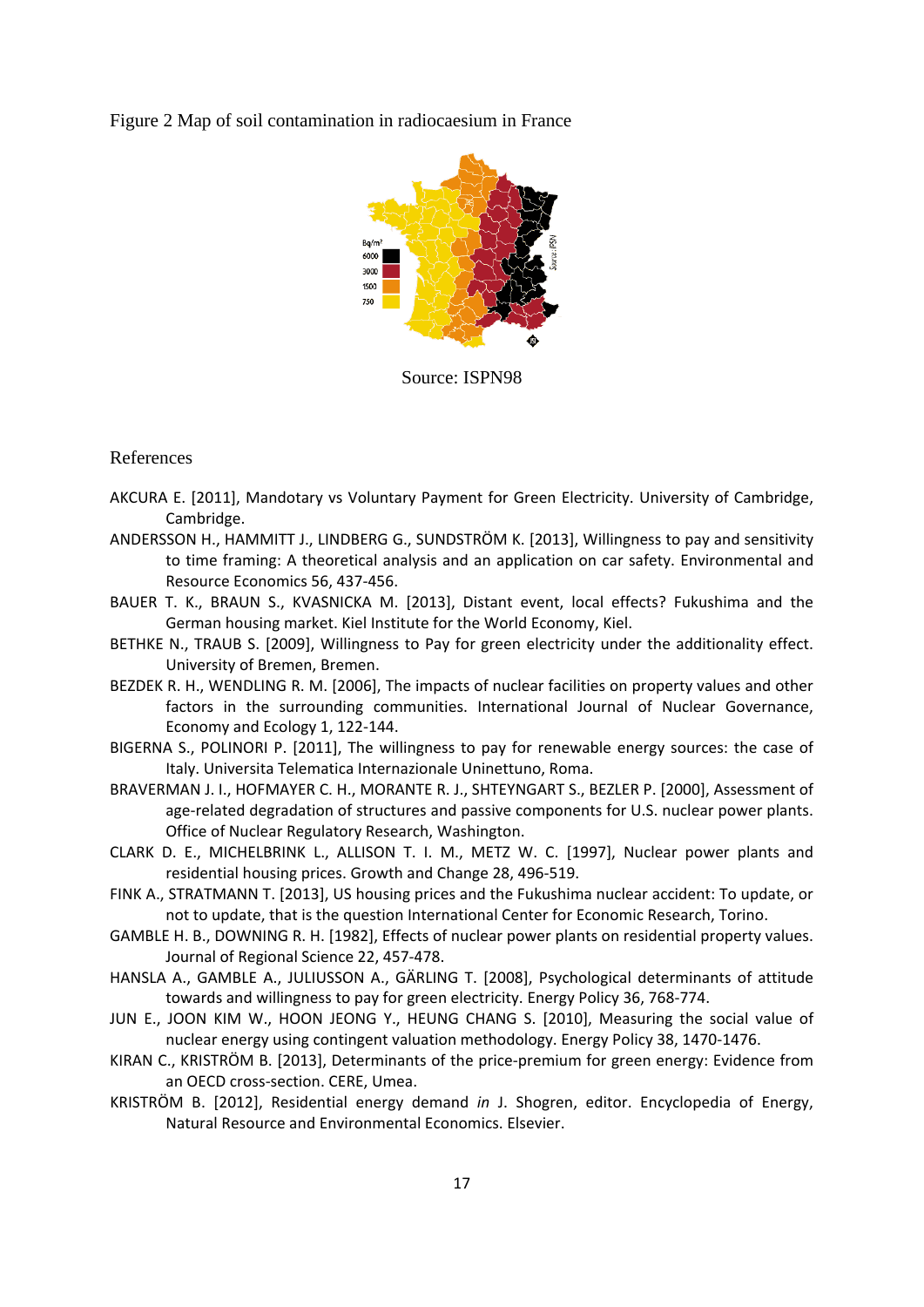Figure 2 Map of soil contamination in radiocaesium in France

Source: ISPN98

References

AKCURA E. [2011], Mandotary vs Voluntary Payment for Green Electricity. University of Cambridge, Cambridge.

ANDERSSON H., HAMMITT J., LINDBERG G., SUNDSTRÖM K. [2013], Willingness to pay and sensitivity to time framing: A theoretical analysis and an application on car safety. Environmental and Resource Economics 56, 437-456.

BAUER T. K., BRAUN S., KVASNICKA M. [2013], Distant event, local effects? Fukushima and the German housing market. Kiel Institute for the World Economy, Kiel.

BETHKE N., TRAUB S. [2009], Willingness to Pay for green electricity under the additionality effect. University of Bremen, Bremen.

BEZDEK R. H., WENDLING R. M. [2006], The impacts of nuclear facilities on property values and other factors in the surrounding communities. International Journal of Nuclear Governance, Economy and Ecology 1, 122-144.

BIGERNA S., POLINORI P. [2011], The willingness to pay for renewable energy sources: the case of Italy. Universita Telematica Internazionale Uninettuno, Roma.

BRAVERMAN J. I., HOFMAYER C. H., MORANTE R. J., SHTEYNGART S., BEZLER P. [2000], Assessment of age-related degradation of structures and passive components for U.S. nuclear power plants. Office of Nuclear Regulatory Research, Washington.

CLARK D. E., MICHELBRINK L., ALLISON T. I. M., METZ W. C. [1997], Nuclear power plants and residential housing prices. Growth and Change 28, 496-519.

FINK A., STRATMANN T. [2013], US housing prices and the Fukushima nuclear accident: To update, or not to update, that is the question International Center for Economic Research, Torino.

GAMBLE H. B., DOWNING R. H. [1982], Effects of nuclear power plants on residential property values. Journal of Regional Science 22, 457-478.

HANSLA A., GAMBLE A., JULIUSSON A., GÄRLING T. [2008], Psychological determinants of attitude towards and willingness to pay for green electricity. Energy Policy 36, 768-774.

JUN E., JOON KIM W., HOON JEONG Y., HEUNG CHANG S. [2010], Measuring the social value of nuclear energy using contingent valuation methodology. Energy Policy 38, 1470-1476.

KIRAN C., KRISTRÖM B. [2013], Determinants of the price-premium for green energy: Evidence from an OECD cross-section. CERE, Umea.

KRISTRÖM B. [2012], Residential energy demand *in* J. Shogren, editor. Encyclopedia of Energy, Natural Resource and Environmental Economics. Elsevier.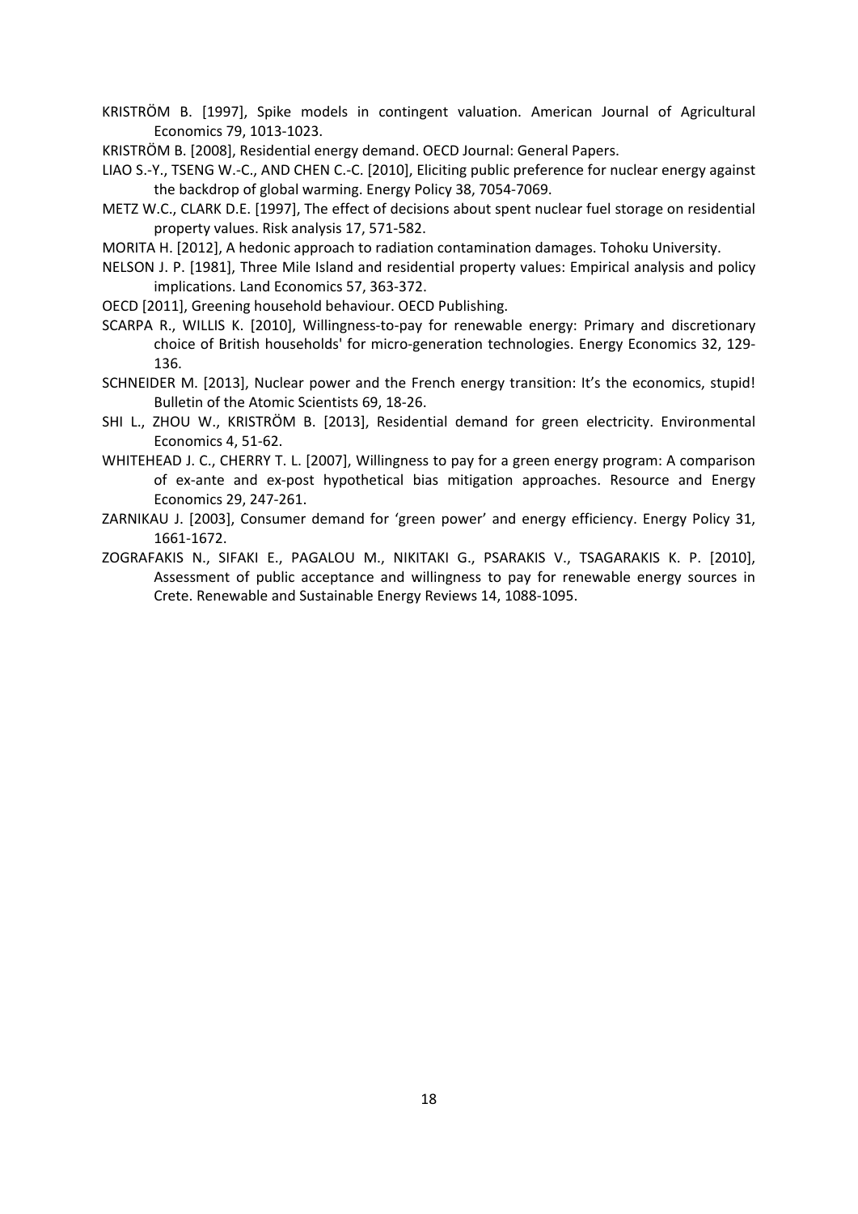KRISTRÖM B. [1997], Spike models in contingent valuation. American Journal of Agricultural Economics 79, 1013-1023.

KRISTRÖM B. [2008], Residential energy demand. OECD Journal: General Papers.

LIAO S.-Y., TSENG W.-C., AND CHEN C.-C. [2010], Eliciting public preference for nuclear energy against the backdrop of global warming. Energy Policy 38, 7054-7069.

METZ W.C., CLARK D.E. [1997], The effect of decisions about spent nuclear fuel storage on residential property values. Risk analysis 17, 571-582.

MORITA H. [2012], A hedonic approach to radiation contamination damages. Tohoku University.

NELSON J. P. [1981], Three Mile Island and residential property values: Empirical analysis and policy implications. Land Economics 57, 363-372.

OECD [2011], Greening household behaviour. OECD Publishing.

SCARPA R., WILLIS K. [2010], Willingness-to-pay for renewable energy: Primary and discretionary choice of British households' for micro-generation technologies. Energy Economics 32, 129-136.

SCHNEIDER M. [2013], Nuclear power and the French energy transition: It's the economics, stupid! Bulletin of the Atomic Scientists 69, 18-26.

SHI L., ZHOU W., KRISTRÖM B. [2013], Residential demand for green electricity. Environmental Economics 4, 51-62.

WHITEHEAD J. C., CHERRY T. L. [2007], Willingness to pay for a green energy program: A comparison of ex-ante and ex-post hypothetical bias mitigation approaches. Resource and Energy Economics 29, 247-261.

ZARNIKAU J. [2003], Consumer demand for 'green power' and energy efficiency. Energy Policy 31, 1661-1672.

ZOGRAFAKIS N., SIFAKI E., PAGALOU M., NIKITAKI G., PSARAKIS V., TSAGARAKIS K. P. [2010], Assessment of public acceptance and willingness to pay for renewable energy sources in Crete. Renewable and Sustainable Energy Reviews 14, 1088-1095.